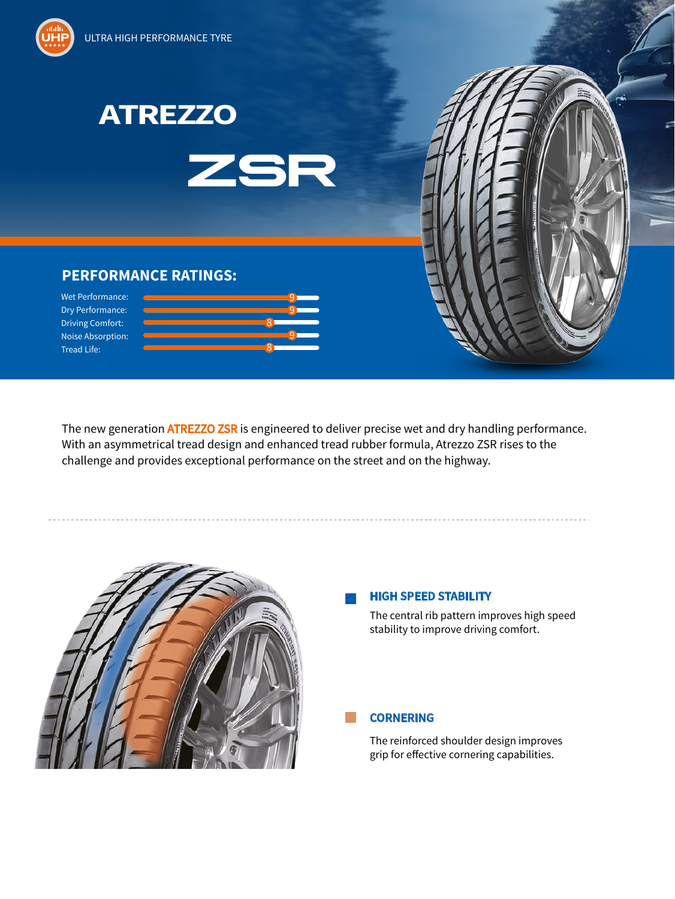UHP

ULTRA HIGH PERFORMANCE TYRE

# ATREZZO ZSR

## PERFORMANCE RATINGS:

| Rating | Score |
| --- | --- |
| Wet Performance: | 9 |
| Dry Performance: | 9 |
| Driving Comfort: | 8 |
| Noise Absorption: | 9 |
| Tread Life: | 8 |

The new generation **ATREZZO ZSR** is engineered to deliver precise wet and dry handling performance. With an asymmetrical tread design and enhanced tread rubber formula, Atrezzo ZSR rises to the challenge and provides exceptional performance on the street and on the highway.

---

### HIGH SPEED STABILITY

The central rib pattern improves high speed stability to improve driving comfort.

### CORNERING

The reinforced shoulder design improves grip for effective cornering capabilities.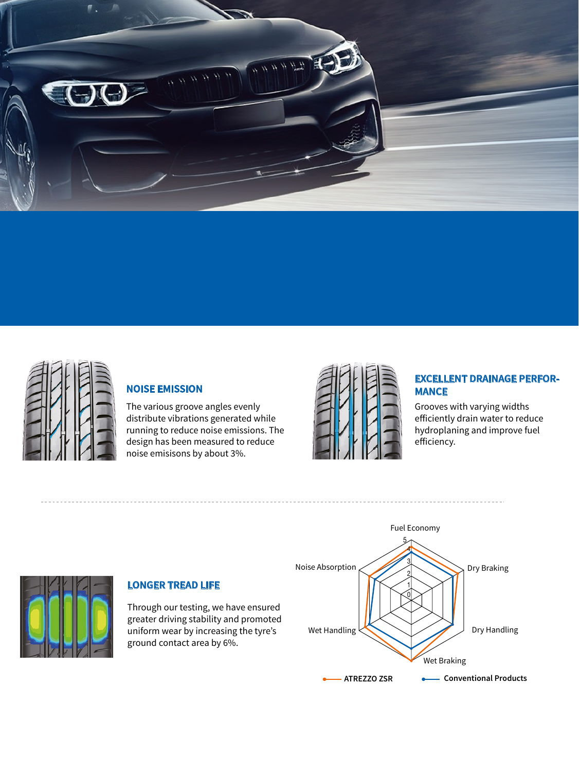## NOISE EMISSION

The various groove angles evenly distribute vibrations generated while running to reduce noise emissions. The design has been measured to reduce noise emisisons by about 3%.

## EXCELLENT DRAINAGE PERFORMANCE

Grooves with varying widths efficiently drain water to reduce hydroplaning and improve fuel efficiency.

## LONGER TREAD LIFE

Through our testing, we have ensured greater driving stability and promoted uniform wear by increasing the tyre's ground contact area by 6%.

Fuel Economy

Noise Absorption

Dry Braking

Wet Handling

Dry Handling

Wet Braking

ATREZZO ZSR

Conventional Products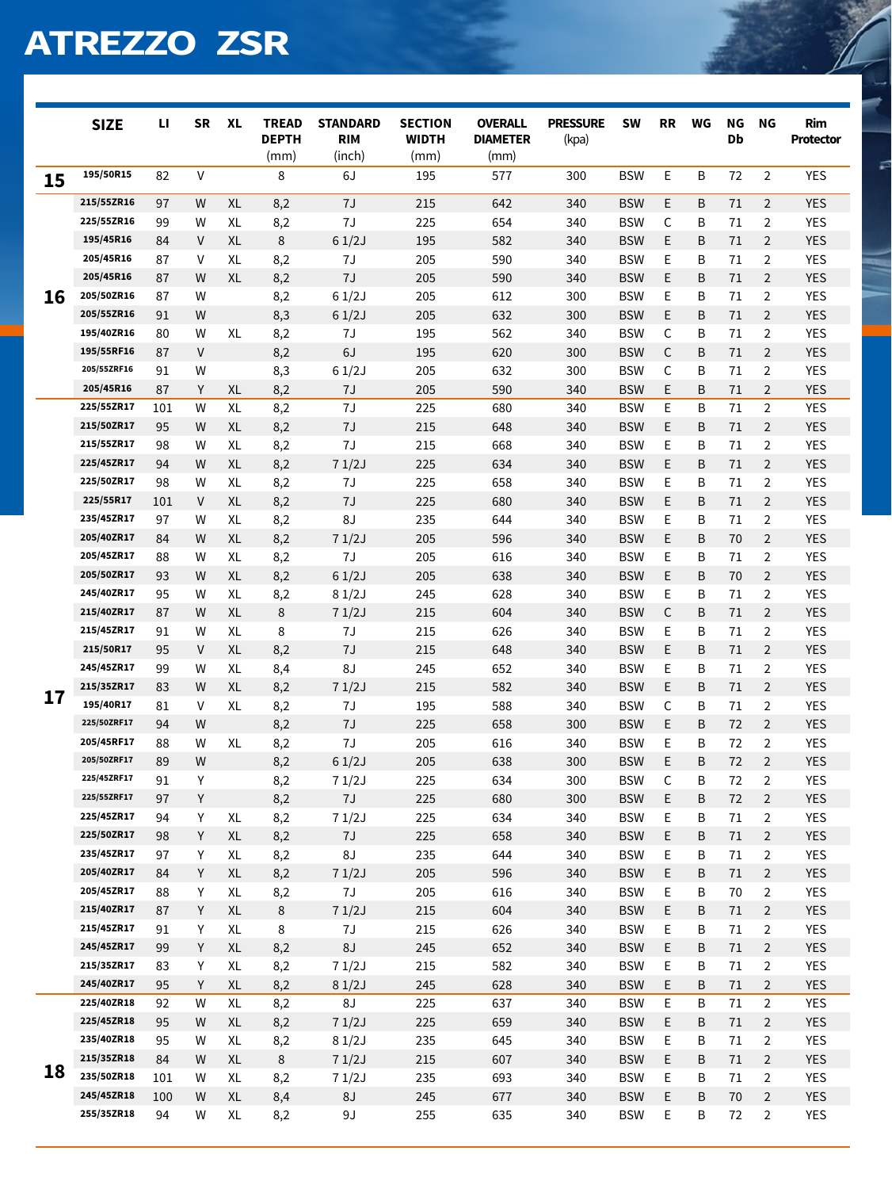# ATREZZO ZSR

| | SIZE | LI | SR | XL | TREAD DEPTH (mm) | STANDARD RIM (inch) | SECTION WIDTH (mm) | OVERALL DIAMETER (mm) | PRESSURE (kpa) | SW | RR | WG | NG Db | NG | Rim Protector |
|---|---|---|---|---|---|---|---|---|---|---|---|---|---|---|---|
| 15 | 195/50R15 | 82 | V | | 8 | 6J | 195 | 577 | 300 | BSW | E | B | 72 | 2 | YES |
| 16 | 215/55ZR16 | 97 | W | XL | 8,2 | 7J | 215 | 642 | 340 | BSW | E | B | 71 | 2 | YES |
| | 225/55ZR16 | 99 | W | XL | 8,2 | 7J | 225 | 654 | 340 | BSW | C | B | 71 | 2 | YES |
| | 195/45R16 | 84 | V | XL | 8 | 6 1/2J | 195 | 582 | 340 | BSW | E | B | 71 | 2 | YES |
| | 205/45R16 | 87 | V | XL | 8,2 | 7J | 205 | 590 | 340 | BSW | E | B | 71 | 2 | YES |
| | 205/45R16 | 87 | W | XL | 8,2 | 7J | 205 | 590 | 340 | BSW | E | B | 71 | 2 | YES |
| | 205/50ZR16 | 87 | W | | 8,2 | 6 1/2J | 205 | 612 | 300 | BSW | E | B | 71 | 2 | YES |
| | 205/55ZR16 | 91 | W | | 8,3 | 6 1/2J | 205 | 632 | 300 | BSW | E | B | 71 | 2 | YES |
| | 195/40ZR16 | 80 | W | XL | 8,2 | 7J | 195 | 562 | 340 | BSW | C | B | 71 | 2 | YES |
| | 195/55RF16 | 87 | V | | 8,2 | 6J | 195 | 620 | 300 | BSW | C | B | 71 | 2 | YES |
| | 205/55ZRF16 | 91 | W | | 8,3 | 6 1/2J | 205 | 632 | 300 | BSW | C | B | 71 | 2 | YES |
| | 205/45R16 | 87 | Y | XL | 8,2 | 7J | 205 | 590 | 340 | BSW | E | B | 71 | 2 | YES |
| 17 | 225/55ZR17 | 101 | W | XL | 8,2 | 7J | 225 | 680 | 340 | BSW | E | B | 71 | 2 | YES |
| | 215/50ZR17 | 95 | W | XL | 8,2 | 7J | 215 | 648 | 340 | BSW | E | B | 71 | 2 | YES |
| | 215/55ZR17 | 98 | W | XL | 8,2 | 7J | 215 | 668 | 340 | BSW | E | B | 71 | 2 | YES |
| | 225/45ZR17 | 94 | W | XL | 8,2 | 7 1/2J | 225 | 634 | 340 | BSW | E | B | 71 | 2 | YES |
| | 225/50ZR17 | 98 | W | XL | 8,2 | 7J | 225 | 658 | 340 | BSW | E | B | 71 | 2 | YES |
| | 225/55R17 | 101 | V | XL | 8,2 | 7J | 225 | 680 | 340 | BSW | E | B | 71 | 2 | YES |
| | 235/45ZR17 | 97 | W | XL | 8,2 | 8J | 235 | 644 | 340 | BSW | E | B | 71 | 2 | YES |
| | 205/40ZR17 | 84 | W | XL | 8,2 | 7 1/2J | 205 | 596 | 340 | BSW | E | B | 70 | 2 | YES |
| | 205/45ZR17 | 88 | W | XL | 8,2 | 7J | 205 | 616 | 340 | BSW | E | B | 71 | 2 | YES |
| | 205/50ZR17 | 93 | W | XL | 8,2 | 6 1/2J | 205 | 638 | 340 | BSW | E | B | 70 | 2 | YES |
| | 245/40ZR17 | 95 | W | XL | 8,2 | 8 1/2J | 245 | 628 | 340 | BSW | E | B | 71 | 2 | YES |
| | 215/40ZR17 | 87 | W | XL | 8 | 7 1/2J | 215 | 604 | 340 | BSW | C | B | 71 | 2 | YES |
| | 215/45ZR17 | 91 | W | XL | 8 | 7J | 215 | 626 | 340 | BSW | E | B | 71 | 2 | YES |
| | 215/50R17 | 95 | V | XL | 8,2 | 7J | 215 | 648 | 340 | BSW | E | B | 71 | 2 | YES |
| | 245/45ZR17 | 99 | W | XL | 8,4 | 8J | 245 | 652 | 340 | BSW | E | B | 71 | 2 | YES |
| | 215/35ZR17 | 83 | W | XL | 8,2 | 7 1/2J | 215 | 582 | 340 | BSW | E | B | 71 | 2 | YES |
| | 195/40R17 | 81 | V | XL | 8,2 | 7J | 195 | 588 | 340 | BSW | C | B | 71 | 2 | YES |
| | 225/50ZRF17 | 94 | W | | 8,2 | 7J | 225 | 658 | 300 | BSW | E | B | 72 | 2 | YES |
| | 205/45RF17 | 88 | W | XL | 8,2 | 7J | 205 | 616 | 340 | BSW | E | B | 72 | 2 | YES |
| | 205/50ZRF17 | 89 | W | | 8,2 | 6 1/2J | 205 | 638 | 300 | BSW | E | B | 72 | 2 | YES |
| | 225/45ZRF17 | 91 | Y | | 8,2 | 7 1/2J | 225 | 634 | 300 | BSW | C | B | 72 | 2 | YES |
| | 225/55ZRF17 | 97 | Y | | 8,2 | 7J | 225 | 680 | 300 | BSW | E | B | 72 | 2 | YES |
| | 225/45ZR17 | 94 | Y | XL | 8,2 | 7 1/2J | 225 | 634 | 340 | BSW | E | B | 71 | 2 | YES |
| | 225/50ZR17 | 98 | Y | XL | 8,2 | 7J | 225 | 658 | 340 | BSW | E | B | 71 | 2 | YES |
| | 235/45ZR17 | 97 | Y | XL | 8,2 | 8J | 235 | 644 | 340 | BSW | E | B | 71 | 2 | YES |
| | 205/40ZR17 | 84 | Y | XL | 8,2 | 7 1/2J | 205 | 596 | 340 | BSW | E | B | 71 | 2 | YES |
| | 205/45ZR17 | 88 | Y | XL | 8,2 | 7J | 205 | 616 | 340 | BSW | E | B | 70 | 2 | YES |
| | 215/40ZR17 | 87 | Y | XL | 8 | 7 1/2J | 215 | 604 | 340 | BSW | E | B | 71 | 2 | YES |
| | 215/45ZR17 | 91 | Y | XL | 8 | 7J | 215 | 626 | 340 | BSW | E | B | 71 | 2 | YES |
| | 245/45ZR17 | 99 | Y | XL | 8,2 | 8J | 245 | 652 | 340 | BSW | E | B | 71 | 2 | YES |
| | 215/35ZR17 | 83 | Y | XL | 8,2 | 7 1/2J | 215 | 582 | 340 | BSW | E | B | 71 | 2 | YES |
| | 245/40ZR17 | 95 | Y | XL | 8,2 | 8 1/2J | 245 | 628 | 340 | BSW | E | B | 71 | 2 | YES |
| 18 | 225/40ZR18 | 92 | W | XL | 8,2 | 8J | 225 | 637 | 340 | BSW | E | B | 71 | 2 | YES |
| | 225/45ZR18 | 95 | W | XL | 8,2 | 7 1/2J | 225 | 659 | 340 | BSW | E | B | 71 | 2 | YES |
| | 235/40ZR18 | 95 | W | XL | 8,2 | 8 1/2J | 235 | 645 | 340 | BSW | E | B | 71 | 2 | YES |
| | 215/35ZR18 | 84 | W | XL | 8 | 7 1/2J | 215 | 607 | 340 | BSW | E | B | 71 | 2 | YES |
| | 235/50ZR18 | 101 | W | XL | 8,2 | 7 1/2J | 235 | 693 | 340 | BSW | E | B | 71 | 2 | YES |
| | 245/45ZR18 | 100 | W | XL | 8,4 | 8J | 245 | 677 | 340 | BSW | E | B | 70 | 2 | YES |
| | 255/35ZR18 | 94 | W | XL | 8,2 | 9J | 255 | 635 | 340 | BSW | E | B | 72 | 2 | YES |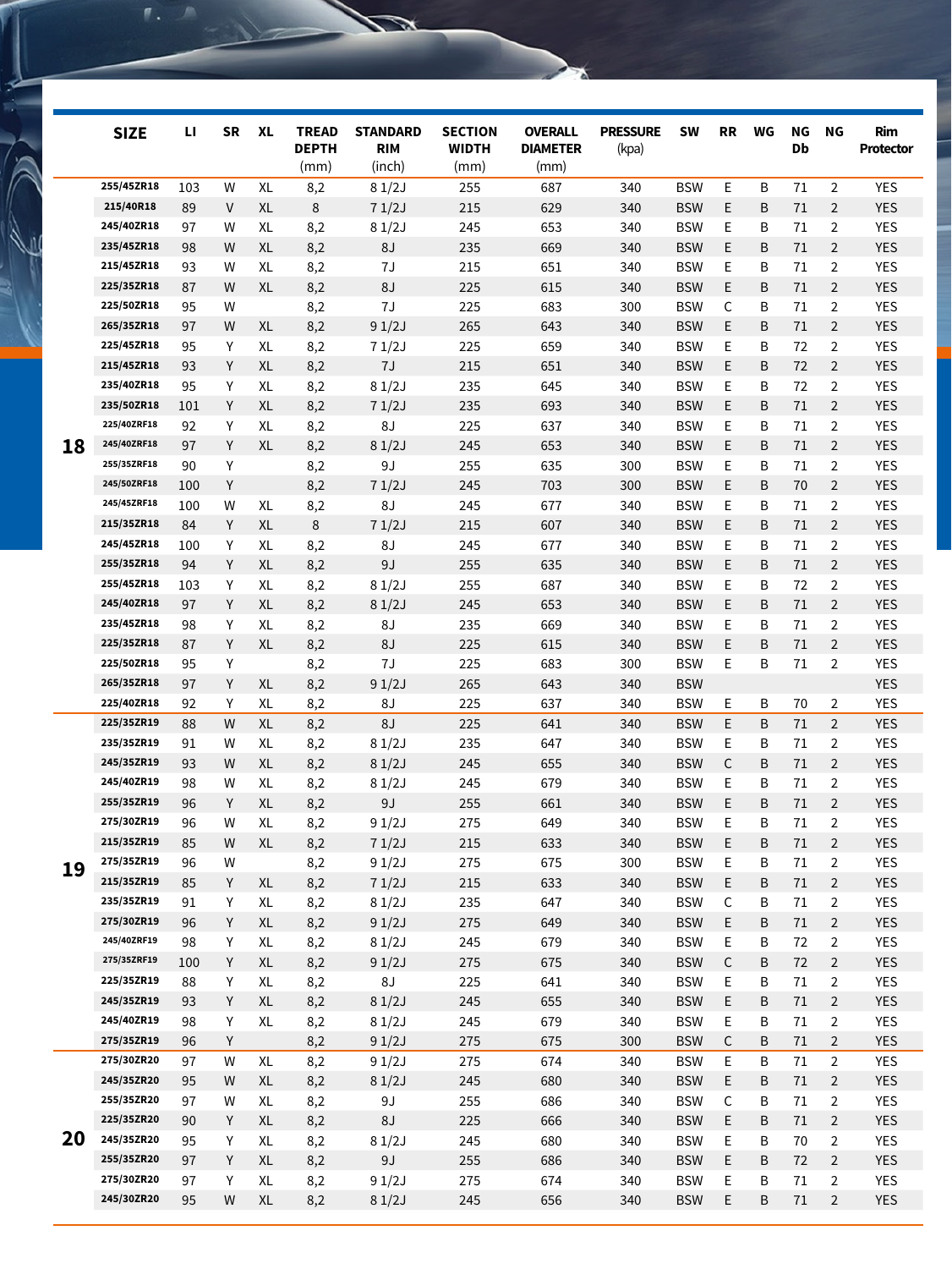| | SIZE | LI | SR | XL | TREAD DEPTH (mm) | STANDARD RIM (inch) | SECTION WIDTH (mm) | OVERALL DIAMETER (mm) | PRESSURE (kpa) | SW | RR | WG | NG Db | NG | Rim Protector |
|---|---|---|---|---|---|---|---|---|---|---|---|---|---|---|---|
| 18 | 255/45ZR18 | 103 | W | XL | 8,2 | 8 1/2J | 255 | 687 | 340 | BSW | E | B | 71 | 2 | YES |
| | 215/40R18 | 89 | V | XL | 8 | 7 1/2J | 215 | 629 | 340 | BSW | E | B | 71 | 2 | YES |
| | 245/40ZR18 | 97 | W | XL | 8,2 | 8 1/2J | 245 | 653 | 340 | BSW | E | B | 71 | 2 | YES |
| | 235/45ZR18 | 98 | W | XL | 8,2 | 8J | 235 | 669 | 340 | BSW | E | B | 71 | 2 | YES |
| | 215/45ZR18 | 93 | W | XL | 8,2 | 7J | 215 | 651 | 340 | BSW | E | B | 71 | 2 | YES |
| | 225/35ZR18 | 87 | W | XL | 8,2 | 8J | 225 | 615 | 340 | BSW | E | B | 71 | 2 | YES |
| | 225/50ZR18 | 95 | W | | 8,2 | 7J | 225 | 683 | 300 | BSW | C | B | 71 | 2 | YES |
| | 265/35ZR18 | 97 | W | XL | 8,2 | 9 1/2J | 265 | 643 | 340 | BSW | E | B | 71 | 2 | YES |
| | 225/45ZR18 | 95 | Y | XL | 8,2 | 7 1/2J | 225 | 659 | 340 | BSW | E | B | 72 | 2 | YES |
| | 215/45ZR18 | 93 | Y | XL | 8,2 | 7J | 215 | 651 | 340 | BSW | E | B | 72 | 2 | YES |
| | 235/40ZR18 | 95 | Y | XL | 8,2 | 8 1/2J | 235 | 645 | 340 | BSW | E | B | 72 | 2 | YES |
| | 235/50ZR18 | 101 | Y | XL | 8,2 | 7 1/2J | 235 | 693 | 340 | BSW | E | B | 71 | 2 | YES |
| | 225/40ZRF18 | 92 | Y | XL | 8,2 | 8J | 225 | 637 | 340 | BSW | E | B | 71 | 2 | YES |
| | 245/40ZRF18 | 97 | Y | XL | 8,2 | 8 1/2J | 245 | 653 | 340 | BSW | E | B | 71 | 2 | YES |
| | 255/35ZRF18 | 90 | Y | | 8,2 | 9J | 255 | 635 | 300 | BSW | E | B | 71 | 2 | YES |
| | 245/50ZRF18 | 100 | Y | | 8,2 | 7 1/2J | 245 | 703 | 300 | BSW | E | B | 70 | 2 | YES |
| | 245/45ZRF18 | 100 | W | XL | 8,2 | 8J | 245 | 677 | 340 | BSW | E | B | 71 | 2 | YES |
| | 215/35ZR18 | 84 | Y | XL | 8 | 7 1/2J | 215 | 607 | 340 | BSW | E | B | 71 | 2 | YES |
| | 245/45ZR18 | 100 | Y | XL | 8,2 | 8J | 245 | 677 | 340 | BSW | E | B | 71 | 2 | YES |
| | 255/35ZR18 | 94 | Y | XL | 8,2 | 9J | 255 | 635 | 340 | BSW | E | B | 71 | 2 | YES |
| | 255/45ZR18 | 103 | Y | XL | 8,2 | 8 1/2J | 255 | 687 | 340 | BSW | E | B | 72 | 2 | YES |
| | 245/40ZR18 | 97 | Y | XL | 8,2 | 8 1/2J | 245 | 653 | 340 | BSW | E | B | 71 | 2 | YES |
| | 235/45ZR18 | 98 | Y | XL | 8,2 | 8J | 235 | 669 | 340 | BSW | E | B | 71 | 2 | YES |
| | 225/35ZR18 | 87 | Y | XL | 8,2 | 8J | 225 | 615 | 340 | BSW | E | B | 71 | 2 | YES |
| | 225/50ZR18 | 95 | Y | | 8,2 | 7J | 225 | 683 | 300 | BSW | E | B | 71 | 2 | YES |
| | 265/35ZR18 | 97 | Y | XL | 8,2 | 9 1/2J | 265 | 643 | 340 | BSW | | | | | YES |
| | 225/40ZR18 | 92 | Y | XL | 8,2 | 8J | 225 | 637 | 340 | BSW | E | B | 70 | 2 | YES |
| 19 | 225/35ZR19 | 88 | W | XL | 8,2 | 8J | 225 | 641 | 340 | BSW | E | B | 71 | 2 | YES |
| | 235/35ZR19 | 91 | W | XL | 8,2 | 8 1/2J | 235 | 647 | 340 | BSW | E | B | 71 | 2 | YES |
| | 245/35ZR19 | 93 | W | XL | 8,2 | 8 1/2J | 245 | 655 | 340 | BSW | C | B | 71 | 2 | YES |
| | 245/40ZR19 | 98 | W | XL | 8,2 | 8 1/2J | 245 | 679 | 340 | BSW | E | B | 71 | 2 | YES |
| | 255/35ZR19 | 96 | Y | XL | 8,2 | 9J | 255 | 661 | 340 | BSW | E | B | 71 | 2 | YES |
| | 275/30ZR19 | 96 | W | XL | 8,2 | 9 1/2J | 275 | 649 | 340 | BSW | E | B | 71 | 2 | YES |
| | 215/35ZR19 | 85 | W | XL | 8,2 | 7 1/2J | 215 | 633 | 340 | BSW | E | B | 71 | 2 | YES |
| | 275/35ZR19 | 96 | W | | 8,2 | 9 1/2J | 275 | 675 | 300 | BSW | E | B | 71 | 2 | YES |
| | 215/35ZR19 | 85 | Y | XL | 8,2 | 7 1/2J | 215 | 633 | 340 | BSW | E | B | 71 | 2 | YES |
| | 235/35ZR19 | 91 | Y | XL | 8,2 | 8 1/2J | 235 | 647 | 340 | BSW | C | B | 71 | 2 | YES |
| | 275/30ZR19 | 96 | Y | XL | 8,2 | 9 1/2J | 275 | 649 | 340 | BSW | E | B | 71 | 2 | YES |
| | 245/40ZRF19 | 98 | Y | XL | 8,2 | 8 1/2J | 245 | 679 | 340 | BSW | E | B | 72 | 2 | YES |
| | 275/35ZRF19 | 100 | Y | XL | 8,2 | 9 1/2J | 275 | 675 | 340 | BSW | C | B | 72 | 2 | YES |
| | 225/35ZR19 | 88 | Y | XL | 8,2 | 8J | 225 | 641 | 340 | BSW | E | B | 71 | 2 | YES |
| | 245/35ZR19 | 93 | Y | XL | 8,2 | 8 1/2J | 245 | 655 | 340 | BSW | E | B | 71 | 2 | YES |
| | 245/40ZR19 | 98 | Y | XL | 8,2 | 8 1/2J | 245 | 679 | 340 | BSW | E | B | 71 | 2 | YES |
| | 275/35ZR19 | 96 | Y | | 8,2 | 9 1/2J | 275 | 675 | 300 | BSW | C | B | 71 | 2 | YES |
| 20 | 275/30ZR20 | 97 | W | XL | 8,2 | 9 1/2J | 275 | 674 | 340 | BSW | E | B | 71 | 2 | YES |
| | 245/35ZR20 | 95 | W | XL | 8,2 | 8 1/2J | 245 | 680 | 340 | BSW | E | B | 71 | 2 | YES |
| | 255/35ZR20 | 97 | W | XL | 8,2 | 9J | 255 | 686 | 340 | BSW | C | B | 71 | 2 | YES |
| | 225/35ZR20 | 90 | Y | XL | 8,2 | 8J | 225 | 666 | 340 | BSW | E | B | 71 | 2 | YES |
| | 245/35ZR20 | 95 | Y | XL | 8,2 | 8 1/2J | 245 | 680 | 340 | BSW | E | B | 70 | 2 | YES |
| | 255/35ZR20 | 97 | Y | XL | 8,2 | 9J | 255 | 686 | 340 | BSW | E | B | 72 | 2 | YES |
| | 275/30ZR20 | 97 | Y | XL | 8,2 | 9 1/2J | 275 | 674 | 340 | BSW | E | B | 71 | 2 | YES |
| | 245/30ZR20 | 95 | W | XL | 8,2 | 8 1/2J | 245 | 656 | 340 | BSW | E | B | 71 | 2 | YES |